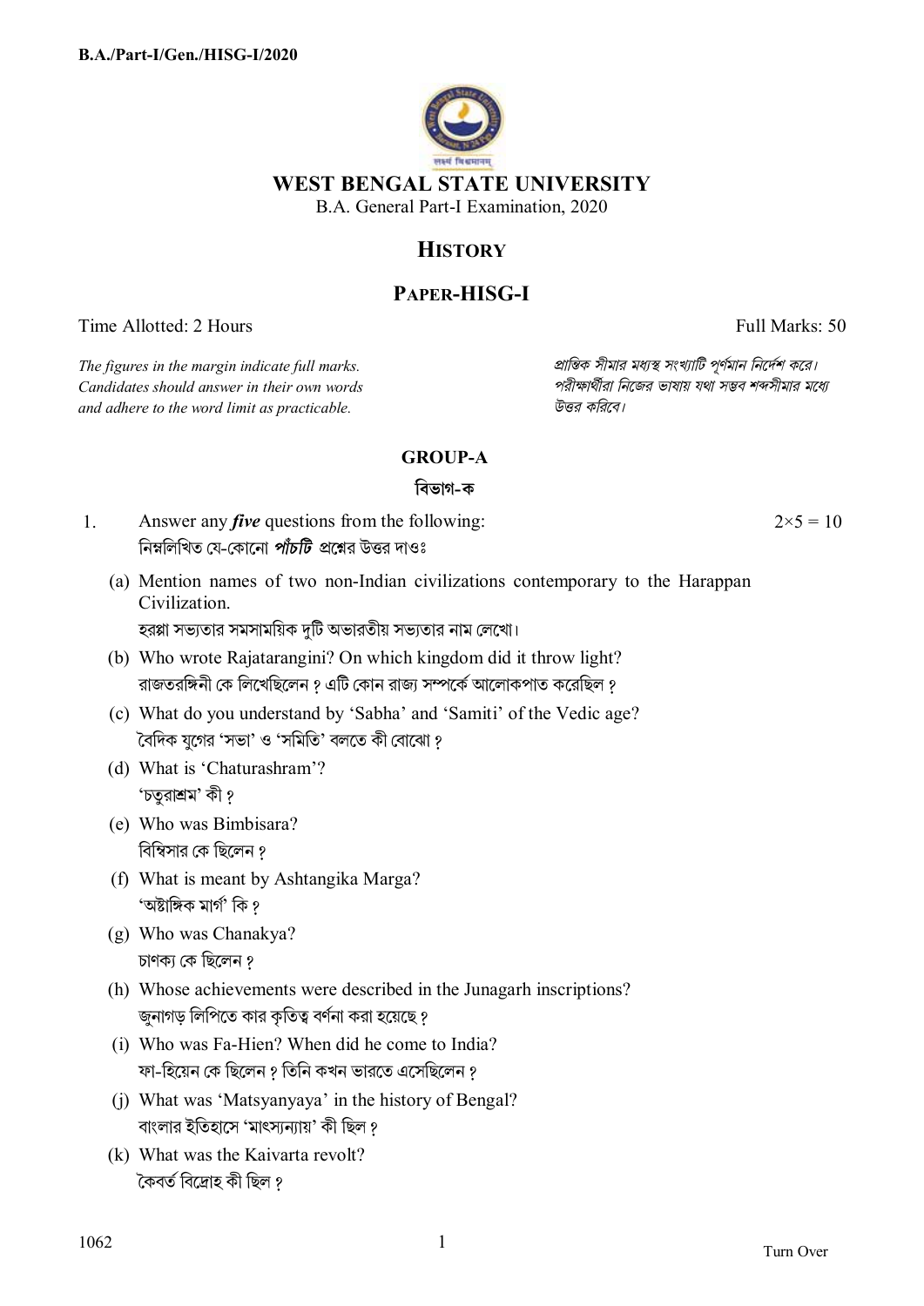B.A./Part-I/Gen./HISG-I/2020

# WEST BENGAL STATE UNIVERSITY

B.A. General Part-I Examination, 2020

## HISTORY

## PAPER-HISG-I

Time Allotted: 2 Hours — Full Marks: 50

*The figures in the margin indicate full marks. Candidates should answer in their own words and adhere to the word limit as practicable.*

*প্রান্তিক সীমার মধ্যস্থ সংখ্যাটি পূর্ণমান নির্দেশ করে। পরীক্ষার্থীরা নিজের ভাষায় যথা সম্ভব শব্দসীমার মধ্যে উত্তর করিবে।*

### GROUP-A

### বিভাগ-ক

1. Answer any ***five*** questions from the following: — 2×5 = 10

   নিম্নলিখিত যে-কোনো ***পাঁচটি*** প্রশ্নের উত্তর দাওঃ

   (a) Mention names of two non-Indian civilizations contemporary to the Harappan Civilization.
   হরপ্পা সভ্যতার সমসাময়িক দুটি অভারতীয় সভ্যতার নাম লেখো।

   (b) Who wrote Rajatarangini? On which kingdom did it throw light?
   রাজতরঙ্গিনী কে লিখেছিলেন ? এটি কোন রাজ্য সম্পর্কে আলোকপাত করেছিল ?

   (c) What do you understand by 'Sabha' and 'Samiti' of the Vedic age?
   বৈদিক যুগের 'সভা' ও 'সমিতি' বলতে কী বোঝো ?

   (d) What is 'Chaturashram'?
   'চতুরাশ্রম' কী ?

   (e) Who was Bimbisara?
   বিম্বিসার কে ছিলেন ?

   (f) What is meant by Ashtangika Marga?
   'অষ্টাঙ্গিক মার্গ' কি ?

   (g) Who was Chanakya?
   চাণক্য কে ছিলেন ?

   (h) Whose achievements were described in the Junagarh inscriptions?
   জুনাগড় লিপিতে কার কৃতিত্ব বর্ণনা করা হয়েছে ?

   (i) Who was Fa-Hien? When did he come to India?
   ফা-হিয়েন কে ছিলেন ? তিনি কখন ভারতে এসেছিলেন ?

   (j) What was 'Matsyanyaya' in the history of Bengal?
   বাংলার ইতিহাসে 'মাৎস্যন্যায়' কী ছিল ?

   (k) What was the Kaivarta revolt?
   কৈবর্ত বিদ্রোহ কী ছিল ?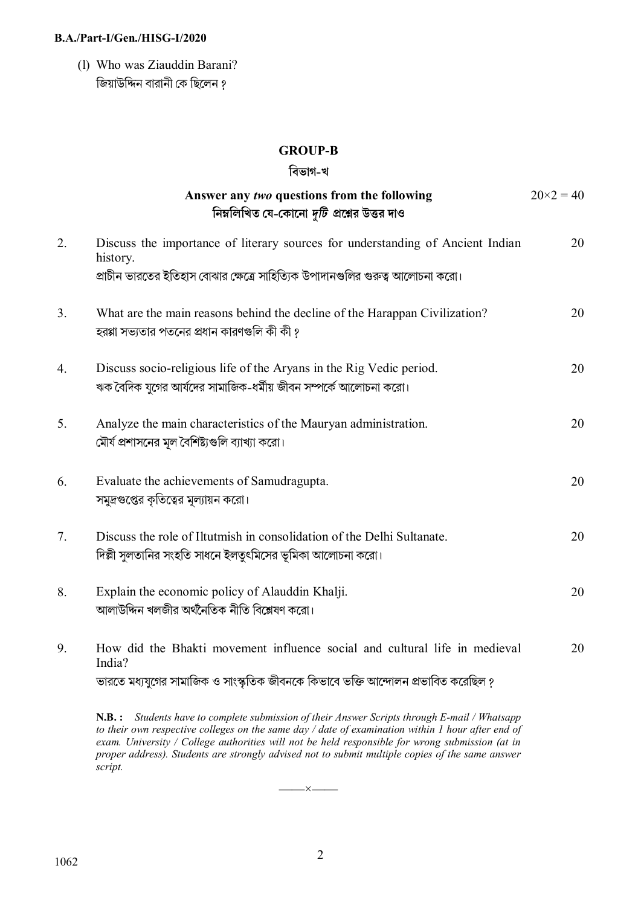(l) Who was Ziauddin Barani?
জিয়াউদ্দিন বারানী কে ছিলেন?

## GROUP-B

## বিভাগ-খ

**Answer any *two* questions from the following** $20\times2 = 40$
**নিম্নলিখিত যে-কোনো *দুটি* প্রশ্নের উত্তর দাও**

2. Discuss the importance of literary sources for understanding of Ancient Indian history. 20
প্রাচীন ভারতের ইতিহাস বোঝার ক্ষেত্রে সাহিত্যিক উপাদানগুলির গুরুত্ব আলোচনা করো।

3. What are the main reasons behind the decline of the Harappan Civilization? 20
হরপ্পা সভ্যতার পতনের প্রধান কারণগুলি কী কী?

4. Discuss socio-religious life of the Aryans in the Rig Vedic period. 20
ঋক বৈদিক যুগের আর্যদের সামাজিক-ধর্মীয় জীবন সম্পর্কে আলোচনা করো।

5. Analyze the main characteristics of the Mauryan administration. 20
মৌর্য প্রশাসনের মূল বৈশিষ্ট্যগুলি ব্যাখ্যা করো।

6. Evaluate the achievements of Samudragupta. 20
সমুদ্রগুপ্তের কৃতিত্বের মূল্যায়ন করো।

7. Discuss the role of Iltutmish in consolidation of the Delhi Sultanate. 20
দিল্লী সুলতানির সংহতি সাধনে ইলতুৎমিসের ভূমিকা আলোচনা করো।

8. Explain the economic policy of Alauddin Khalji. 20
আলাউদ্দিন খলজীর অর্থনৈতিক নীতি বিশ্লেষণ করো।

9. How did the Bhakti movement influence social and cultural life in medieval India? 20
ভারতে মধ্যযুগের সামাজিক ও সাংস্কৃতিক জীবনকে কিভাবে ভক্তি আন্দোলন প্রভাবিত করেছিল?

**N.B. :** *Students have to complete submission of their Answer Scripts through E-mail / Whatsapp to their own respective colleges on the same day / date of examination within 1 hour after end of exam. University / College authorities will not be held responsible for wrong submission (at in proper address). Students are strongly advised not to submit multiple copies of the same answer script.*

——×——